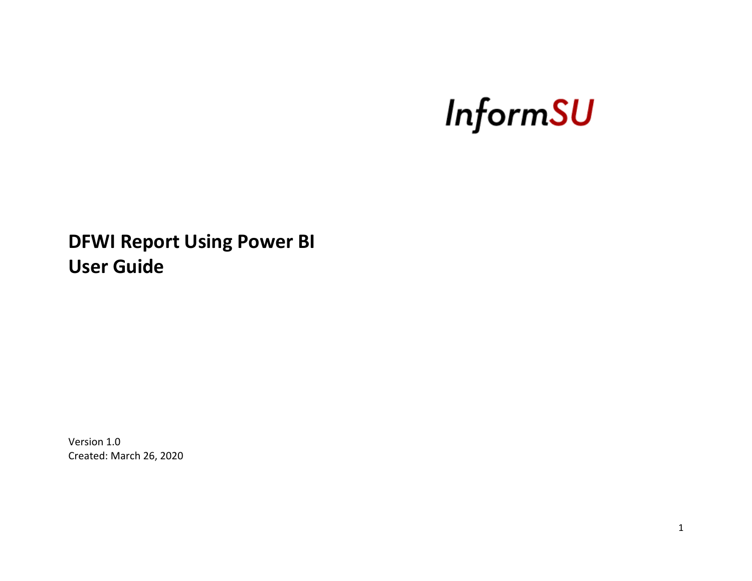InformSU

# DFWI Report Using Power BI
# User Guide

Version 1.0
Created: March 26, 2020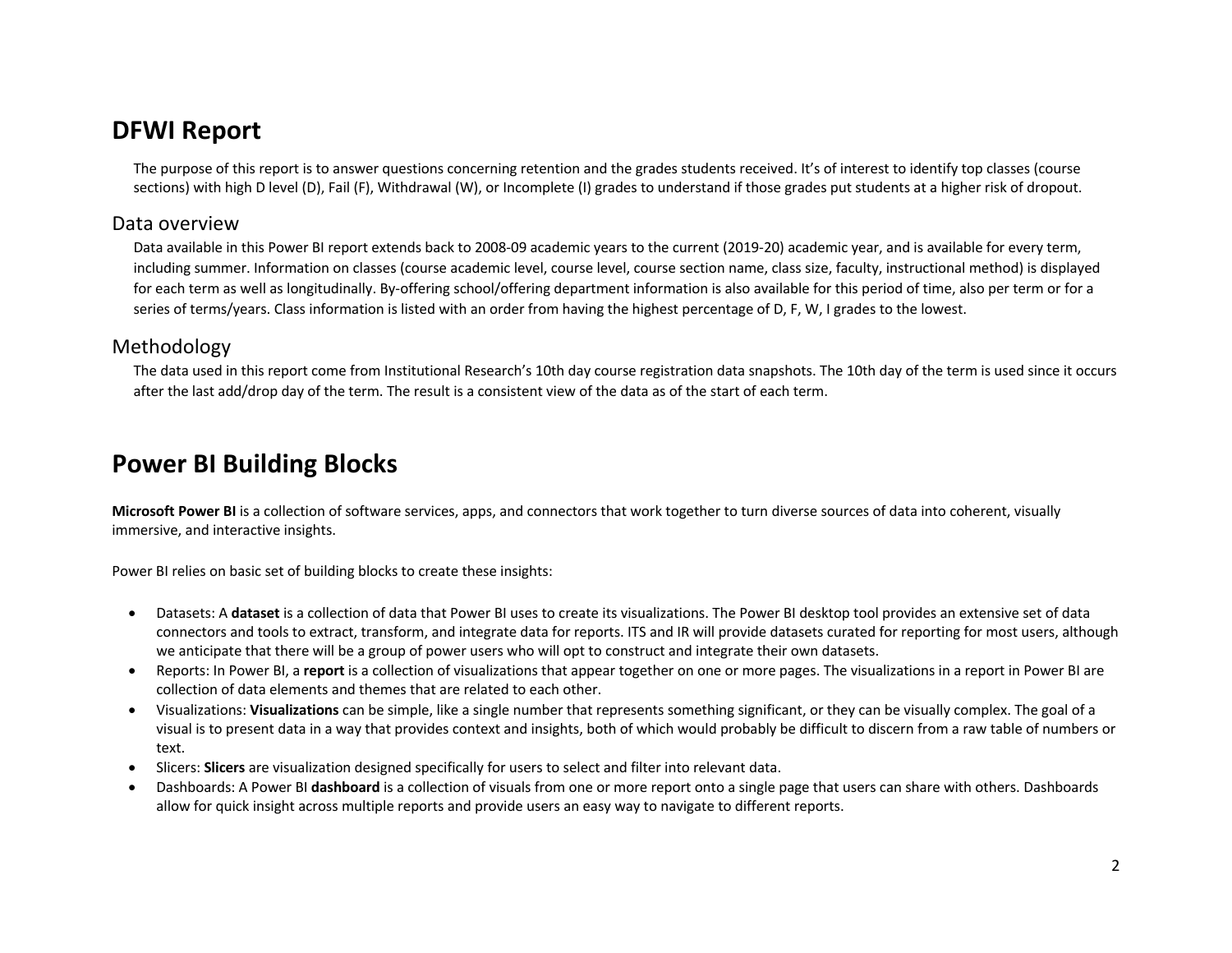# DFWI Report

The purpose of this report is to answer questions concerning retention and the grades students received. It's of interest to identify top classes (course sections) with high D level (D), Fail (F), Withdrawal (W), or Incomplete (I) grades to understand if those grades put students at a higher risk of dropout.

## Data overview

Data available in this Power BI report extends back to 2008-09 academic years to the current (2019-20) academic year, and is available for every term, including summer. Information on classes (course academic level, course level, course section name, class size, faculty, instructional method) is displayed for each term as well as longitudinally. By-offering school/offering department information is also available for this period of time, also per term or for a series of terms/years. Class information is listed with an order from having the highest percentage of D, F, W, I grades to the lowest.

## Methodology

The data used in this report come from Institutional Research's 10th day course registration data snapshots. The 10th day of the term is used since it occurs after the last add/drop day of the term. The result is a consistent view of the data as of the start of each term.

# Power BI Building Blocks

**Microsoft Power BI** is a collection of software services, apps, and connectors that work together to turn diverse sources of data into coherent, visually immersive, and interactive insights.

Power BI relies on basic set of building blocks to create these insights:

- Datasets: A **dataset** is a collection of data that Power BI uses to create its visualizations. The Power BI desktop tool provides an extensive set of data connectors and tools to extract, transform, and integrate data for reports. ITS and IR will provide datasets curated for reporting for most users, although we anticipate that there will be a group of power users who will opt to construct and integrate their own datasets.
- Reports: In Power BI, a **report** is a collection of visualizations that appear together on one or more pages. The visualizations in a report in Power BI are collection of data elements and themes that are related to each other.
- Visualizations: **Visualizations** can be simple, like a single number that represents something significant, or they can be visually complex. The goal of a visual is to present data in a way that provides context and insights, both of which would probably be difficult to discern from a raw table of numbers or text.
- Slicers: **Slicers** are visualization designed specifically for users to select and filter into relevant data.
- Dashboards: A Power BI **dashboard** is a collection of visuals from one or more report onto a single page that users can share with others. Dashboards allow for quick insight across multiple reports and provide users an easy way to navigate to different reports.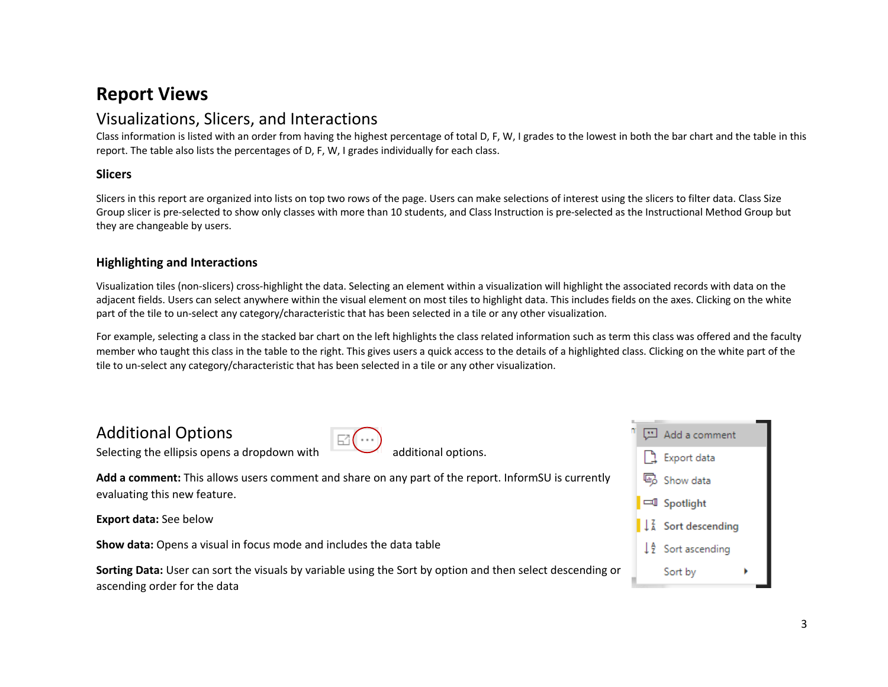# Report Views

## Visualizations, Slicers, and Interactions

Class information is listed with an order from having the highest percentage of total D, F, W, I grades to the lowest in both the bar chart and the table in this report. The table also lists the percentages of D, F, W, I grades individually for each class.

### Slicers

Slicers in this report are organized into lists on top two rows of the page. Users can make selections of interest using the slicers to filter data. Class Size Group slicer is pre-selected to show only classes with more than 10 students, and Class Instruction is pre-selected as the Instructional Method Group but they are changeable by users.

### Highlighting and Interactions

Visualization tiles (non-slicers) cross-highlight the data. Selecting an element within a visualization will highlight the associated records with data on the adjacent fields. Users can select anywhere within the visual element on most tiles to highlight data. This includes fields on the axes. Clicking on the white part of the tile to un-select any category/characteristic that has been selected in a tile or any other visualization.

For example, selecting a class in the stacked bar chart on the left highlights the class related information such as term this class was offered and the faculty member who taught this class in the table to the right. This gives users a quick access to the details of a highlighted class. Clicking on the white part of the tile to un-select any category/characteristic that has been selected in a tile or any other visualization.

## Additional Options

Selecting the ellipsis opens a dropdown with additional options.

**Add a comment:** This allows users comment and share on any part of the report. InformSU is currently evaluating this new feature.

**Export data:** See below

**Show data:** Opens a visual in focus mode and includes the data table

**Sorting Data:** User can sort the visuals by variable using the Sort by option and then select descending or ascending order for the data

- Add a comment
- Export data
- Show data
- Spotlight
- Sort descending
- Sort ascending
- Sort by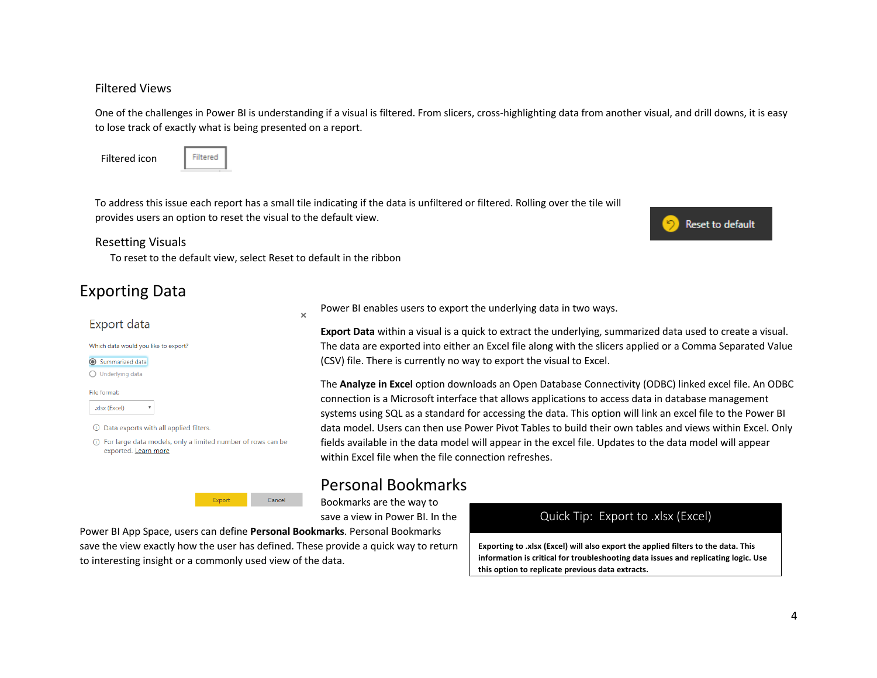### Filtered Views

One of the challenges in Power BI is understanding if a visual is filtered. From slicers, cross-highlighting data from another visual, and drill downs, it is easy to lose track of exactly what is being presented on a report.

Filtered icon Filtered

To address this issue each report has a small tile indicating if the data is unfiltered or filtered. Rolling over the tile will provides users an option to reset the visual to the default view.

Reset to default

### Resetting Visuals

To reset to the default view, select Reset to default in the ribbon

## Exporting Data

Export data

Which data would you like to export?

- Summarized data
- Underlying data

File format:

.xlsx (Excel)

Data exports with all applied filters.

For large data models, only a limited number of rows can be exported. Learn more

Export Cancel

Power BI enables users to export the underlying data in two ways.

**Export Data** within a visual is a quick to extract the underlying, summarized data used to create a visual. The data are exported into either an Excel file along with the slicers applied or a Comma Separated Value (CSV) file. There is currently no way to export the visual to Excel.

The **Analyze in Excel** option downloads an Open Database Connectivity (ODBC) linked excel file. An ODBC connection is a Microsoft interface that allows applications to access data in database management systems using SQL as a standard for accessing the data. This option will link an excel file to the Power BI data model. Users can then use Power Pivot Tables to build their own tables and views within Excel. Only fields available in the data model will appear in the excel file. Updates to the data model will appear within Excel file when the file connection refreshes.

## Personal Bookmarks

Bookmarks are the way to save a view in Power BI. In the Power BI App Space, users can define **Personal Bookmarks**. Personal Bookmarks save the view exactly how the user has defined. These provide a quick way to return to interesting insight or a commonly used view of the data.

> Quick Tip: Export to .xlsx (Excel)
>
> **Exporting to .xlsx (Excel) will also export the applied filters to the data. This information is critical for troubleshooting data issues and replicating logic. Use this option to replicate previous data extracts.**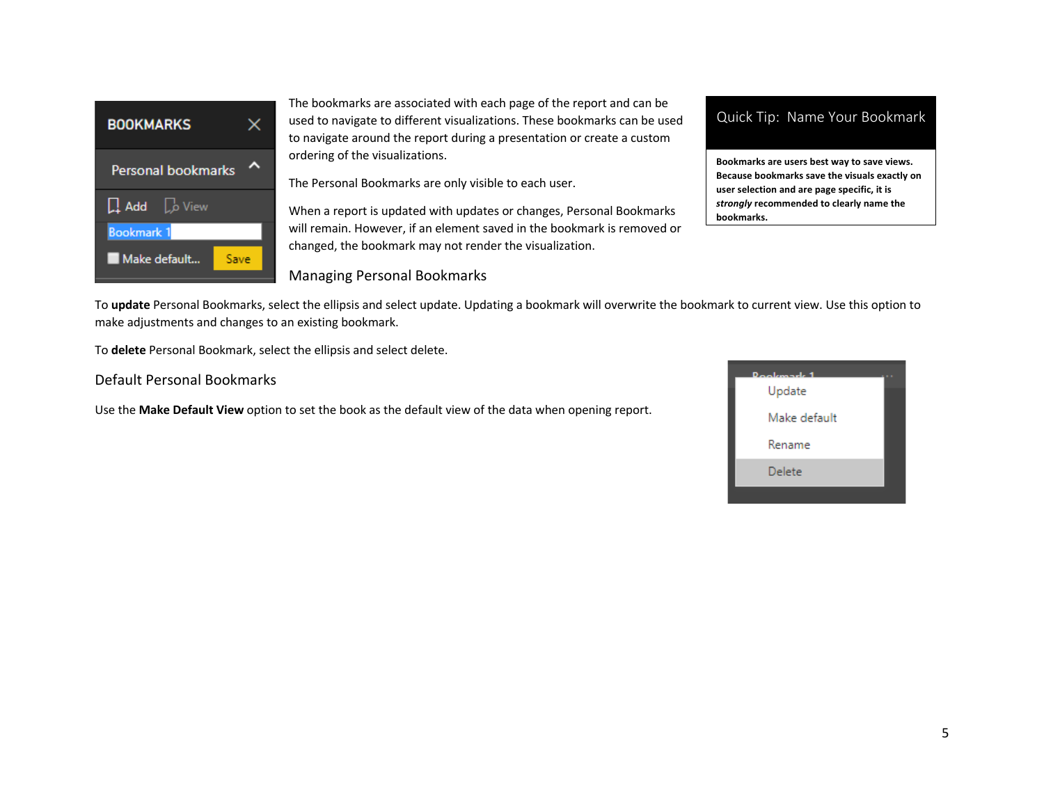The bookmarks are associated with each page of the report and can be used to navigate to different visualizations. These bookmarks can be used to navigate around the report during a presentation or create a custom ordering of the visualizations.

The Personal Bookmarks are only visible to each user.

When a report is updated with updates or changes, Personal Bookmarks will remain. However, if an element saved in the bookmark is removed or changed, the bookmark may not render the visualization.

**Quick Tip: Name Your Bookmark**

**Bookmarks are users best way to save views. Because bookmarks save the visuals exactly on user selection and are page specific, it is *strongly* recommended to clearly name the bookmarks.**

## Managing Personal Bookmarks

To **update** Personal Bookmarks, select the ellipsis and select update. Updating a bookmark will overwrite the bookmark to current view. Use this option to make adjustments and changes to an existing bookmark.

To **delete** Personal Bookmark, select the ellipsis and select delete.

## Default Personal Bookmarks

Use the **Make Default View** option to set the book as the default view of the data when opening report.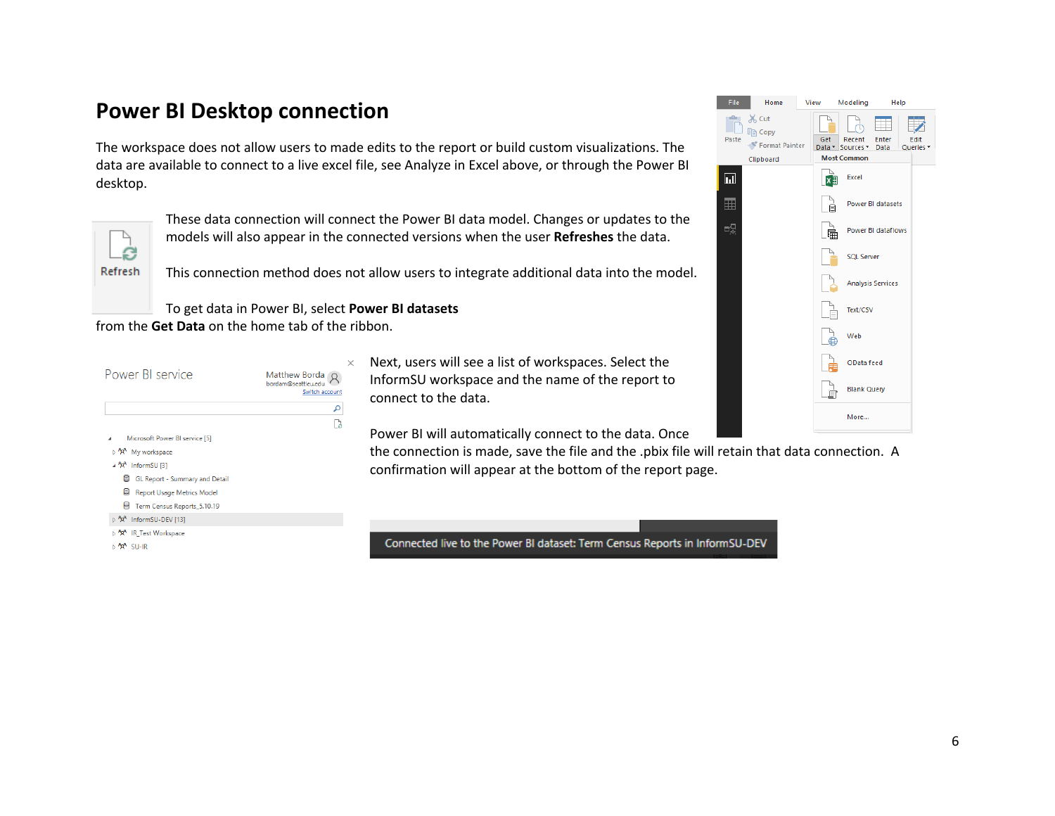# Power BI Desktop connection

The workspace does not allow users to made edits to the report or build custom visualizations. The data are available to connect to a live excel file, see Analyze in Excel above, or through the Power BI desktop.

These data connection will connect the Power BI data model. Changes or updates to the models will also appear in the connected versions when the user **Refreshes** the data.

This connection method does not allow users to integrate additional data into the model.

To get data in Power BI, select **Power BI datasets** from the **Get Data** on the home tab of the ribbon.

Next, users will see a list of workspaces. Select the InformSU workspace and the name of the report to connect to the data.

Power BI will automatically connect to the data. Once the connection is made, save the file and the .pbix file will retain that data connection. A confirmation will appear at the bottom of the report page.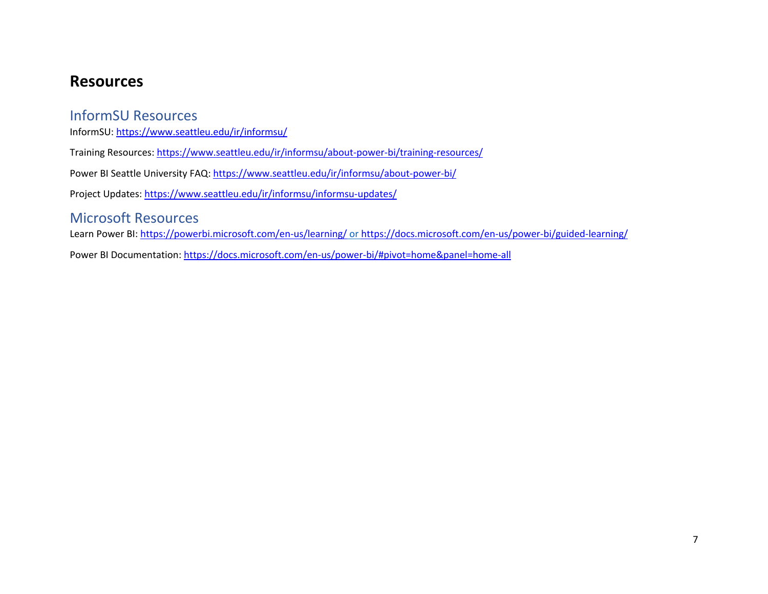# Resources

## InformSU Resources

InformSU: https://www.seattleu.edu/ir/informsu/

Training Resources: https://www.seattleu.edu/ir/informsu/about-power-bi/training-resources/

Power BI Seattle University FAQ: https://www.seattleu.edu/ir/informsu/about-power-bi/

Project Updates: https://www.seattleu.edu/ir/informsu/informsu-updates/

## Microsoft Resources

Learn Power BI: https://powerbi.microsoft.com/en-us/learning/ or https://docs.microsoft.com/en-us/power-bi/guided-learning/

Power BI Documentation: https://docs.microsoft.com/en-us/power-bi/#pivot=home&panel=home-all